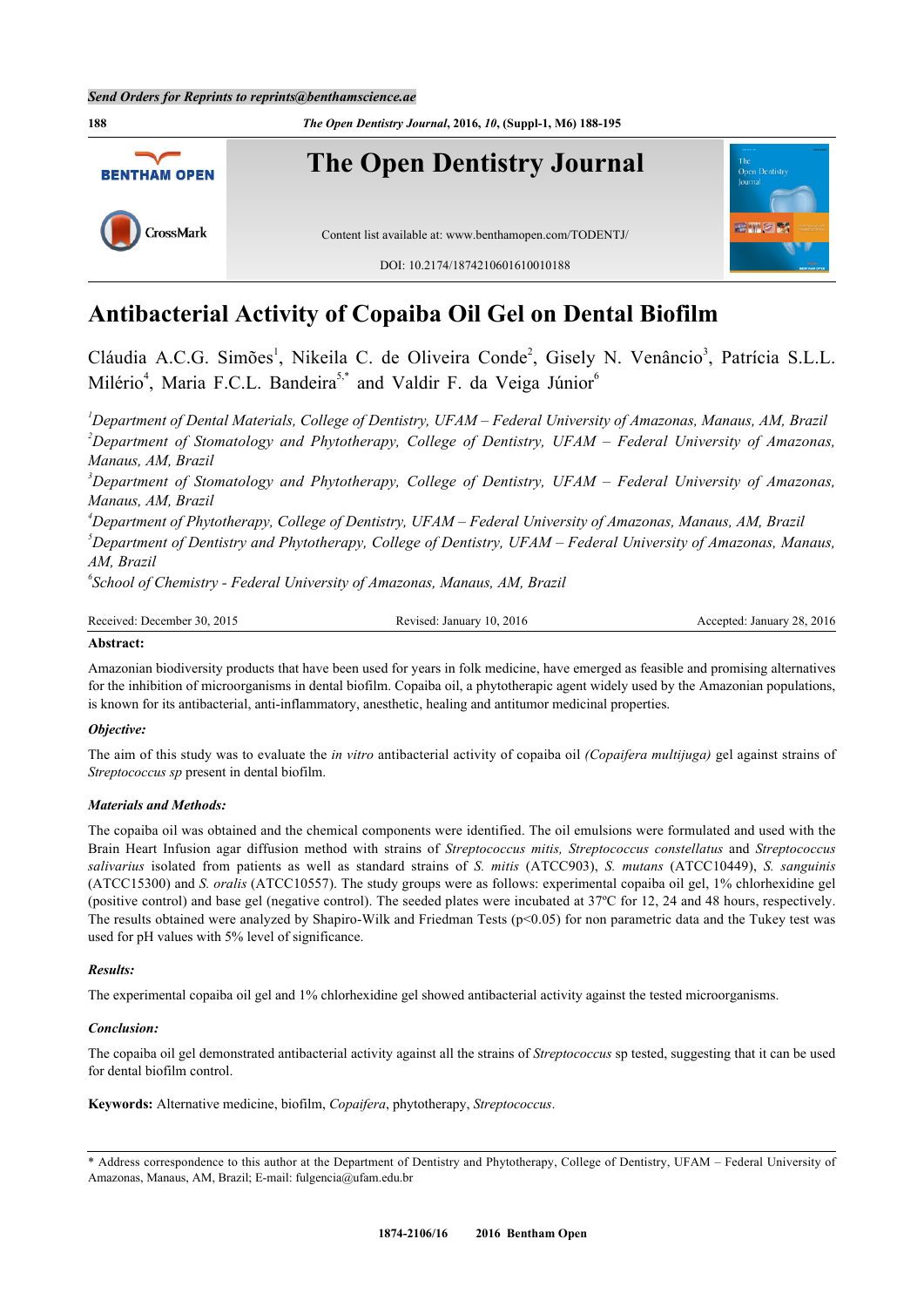# Antibacterial Activity of Copaiba Oil Gel on Dental Biofilm

Cláudia A.C.G. Simões[1], Nikeila C. de Oliveira Conde[2], Gisely N. Venâncio[3], Patrícia S.L.L. Milério[4], Maria F.C.L. Bandeira[5,*] and Valdir F. da Veiga Júnior[6]

[1]*Department of Dental Materials, College of Dentistry, UFAM – Federal University of Amazonas, Manaus, AM, Brazil*
[2]*Department of Stomatology and Phytotherapy, College of Dentistry, UFAM – Federal University of Amazonas, Manaus, AM, Brazil*
[3]*Department of Stomatology and Phytotherapy, College of Dentistry, UFAM – Federal University of Amazonas, Manaus, AM, Brazil*
[4]*Department of Phytotherapy, College of Dentistry, UFAM – Federal University of Amazonas, Manaus, AM, Brazil*
[5]*Department of Dentistry and Phytotherapy, College of Dentistry, UFAM – Federal University of Amazonas, Manaus, AM, Brazil*
[6]*School of Chemistry - Federal University of Amazonas, Manaus, AM, Brazil*

Received: December 30, 2015 | Revised: January 10, 2016 | Accepted: January 28, 2016

**Abstract:**

Amazonian biodiversity products that have been used for years in folk medicine, have emerged as feasible and promising alternatives for the inhibition of microorganisms in dental biofilm. Copaiba oil, a phytotherapic agent widely used by the Amazonian populations, is known for its antibacterial, anti-inflammatory, anesthetic, healing and antitumor medicinal properties.

***Objective:***

The aim of this study was to evaluate the *in vitro* antibacterial activity of copaiba oil *(Copaifera multijuga)* gel against strains of *Streptococcus sp* present in dental biofilm.

***Materials and Methods:***

The copaiba oil was obtained and the chemical components were identified. The oil emulsions were formulated and used with the Brain Heart Infusion agar diffusion method with strains of *Streptococcus mitis, Streptococcus constellatus* and *Streptococcus salivarius* isolated from patients as well as standard strains of *S. mitis* (ATCC903), *S. mutans* (ATCC10449), *S. sanguinis* (ATCC15300) and *S. oralis* (ATCC10557). The study groups were as follows: experimental copaiba oil gel, 1% chlorhexidine gel (positive control) and base gel (negative control). The seeded plates were incubated at 37ºC for 12, 24 and 48 hours, respectively. The results obtained were analyzed by Shapiro-Wilk and Friedman Tests ($p<0.05$) for non parametric data and the Tukey test was used for pH values with 5% level of significance.

***Results:***

The experimental copaiba oil gel and 1% chlorhexidine gel showed antibacterial activity against the tested microorganisms.

***Conclusion:***

The copaiba oil gel demonstrated antibacterial activity against all the strains of *Streptococcus* sp tested, suggesting that it can be used for dental biofilm control.

**Keywords:** Alternative medicine, biofilm, *Copaifera*, phytotherapy, *Streptococcus*.

---

\* Address correspondence to this author at the Department of Dentistry and Phytotherapy, College of Dentistry, UFAM – Federal University of Amazonas, Manaus, AM, Brazil; E-mail: fulgencia@ufam.edu.br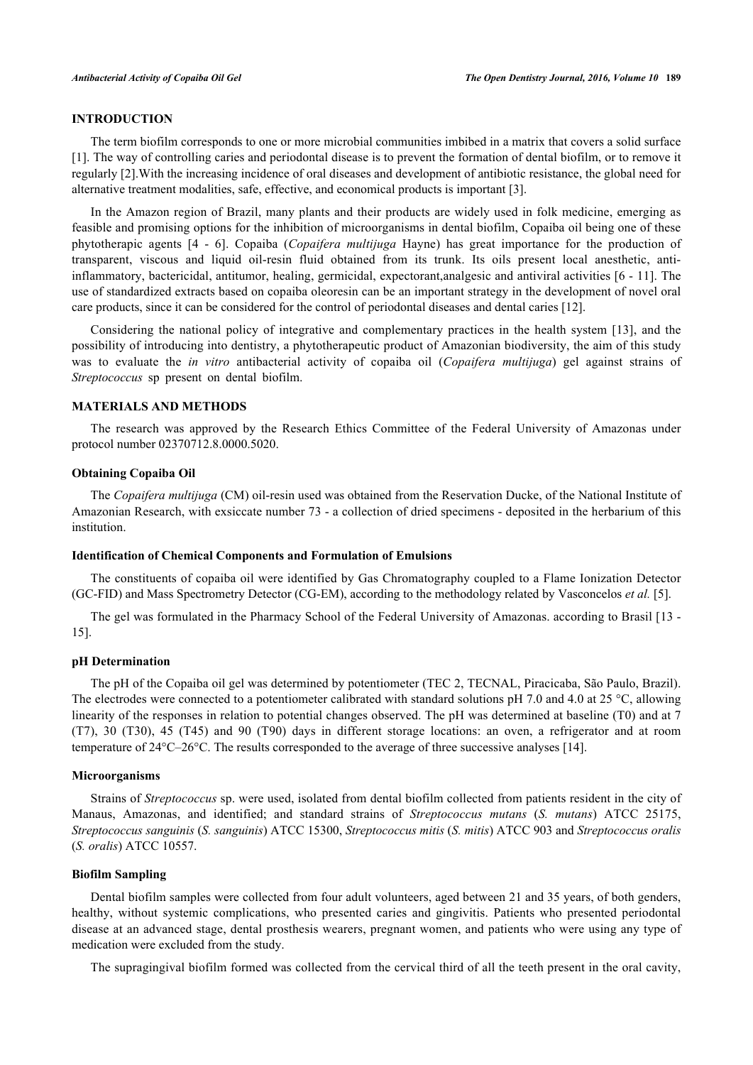## INTRODUCTION

The term biofilm corresponds to one or more microbial communities imbibed in a matrix that covers a solid surface [1]. The way of controlling caries and periodontal disease is to prevent the formation of dental biofilm, or to remove it regularly [2].With the increasing incidence of oral diseases and development of antibiotic resistance, the global need for alternative treatment modalities, safe, effective, and economical products is important [3].

In the Amazon region of Brazil, many plants and their products are widely used in folk medicine, emerging as feasible and promising options for the inhibition of microorganisms in dental biofilm, Copaiba oil being one of these phytotherapic agents [4 - 6]. Copaiba (*Copaifera multijuga* Hayne) has great importance for the production of transparent, viscous and liquid oil-resin fluid obtained from its trunk. Its oils present local anesthetic, anti-inflammatory, bactericidal, antitumor, healing, germicidal, expectorant,analgesic and antiviral activities [6 - 11]. The use of standardized extracts based on copaiba oleoresin can be an important strategy in the development of novel oral care products, since it can be considered for the control of periodontal diseases and dental caries [12].

Considering the national policy of integrative and complementary practices in the health system [13], and the possibility of introducing into dentistry, a phytotherapeutic product of Amazonian biodiversity, the aim of this study was to evaluate the *in vitro* antibacterial activity of copaiba oil (*Copaifera multijuga*) gel against strains of *Streptococcus* sp present on dental biofilm.

## MATERIALS AND METHODS

The research was approved by the Research Ethics Committee of the Federal University of Amazonas under protocol number 02370712.8.0000.5020.

### Obtaining Copaiba Oil

The *Copaifera multijuga* (CM) oil-resin used was obtained from the Reservation Ducke, of the National Institute of Amazonian Research, with exsiccate number 73 - a collection of dried specimens - deposited in the herbarium of this institution.

### Identification of Chemical Components and Formulation of Emulsions

The constituents of copaiba oil were identified by Gas Chromatography coupled to a Flame Ionization Detector (GC-FID) and Mass Spectrometry Detector (CG-EM), according to the methodology related by Vasconcelos *et al.* [5].

The gel was formulated in the Pharmacy School of the Federal University of Amazonas. according to Brasil [13 - 15].

### pH Determination

The pH of the Copaiba oil gel was determined by potentiometer (TEC 2, TECNAL, Piracicaba, São Paulo, Brazil). The electrodes were connected to a potentiometer calibrated with standard solutions pH 7.0 and 4.0 at 25 °C, allowing linearity of the responses in relation to potential changes observed. The pH was determined at baseline (T0) and at 7 (T7), 30 (T30), 45 (T45) and 90 (T90) days in different storage locations: an oven, a refrigerator and at room temperature of 24°C–26°C. The results corresponded to the average of three successive analyses [14].

### Microorganisms

Strains of *Streptococcus* sp. were used, isolated from dental biofilm collected from patients resident in the city of Manaus, Amazonas, and identified; and standard strains of *Streptococcus mutans* (*S. mutans*) ATCC 25175, *Streptococcus sanguinis* (*S. sanguinis*) ATCC 15300, *Streptococcus mitis* (*S. mitis*) ATCC 903 and *Streptococcus oralis* (*S. oralis*) ATCC 10557.

### Biofilm Sampling

Dental biofilm samples were collected from four adult volunteers, aged between 21 and 35 years, of both genders, healthy, without systemic complications, who presented caries and gingivitis. Patients who presented periodontal disease at an advanced stage, dental prosthesis wearers, pregnant women, and patients who were using any type of medication were excluded from the study.

The supragingival biofilm formed was collected from the cervical third of all the teeth present in the oral cavity,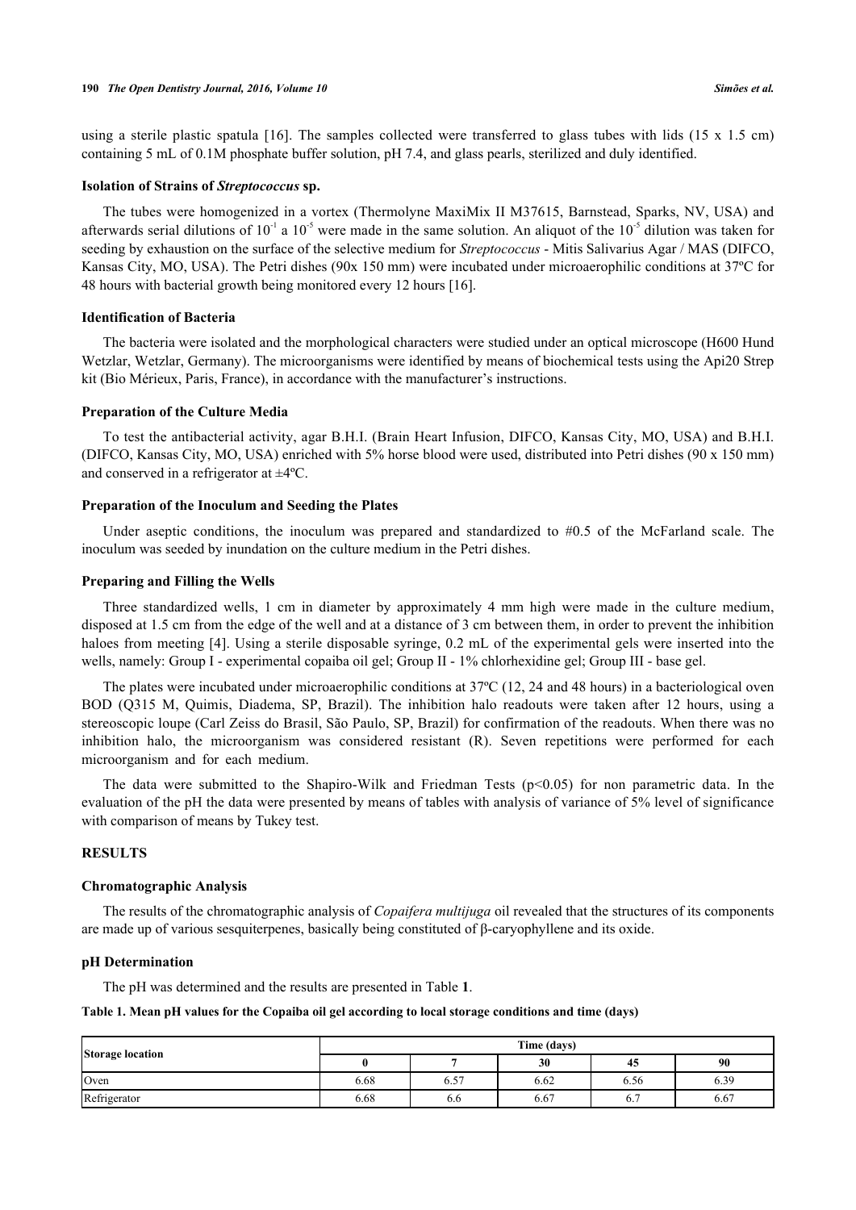using a sterile plastic spatula [16]. The samples collected were transferred to glass tubes with lids (15 x 1.5 cm) containing 5 mL of 0.1M phosphate buffer solution, pH 7.4, and glass pearls, sterilized and duly identified.

### Isolation of Strains of *Streptococcus* sp.

The tubes were homogenized in a vortex (Thermolyne MaxiMix II M37615, Barnstead, Sparks, NV, USA) and afterwards serial dilutions of $10^{-1}$ a $10^{-5}$ were made in the same solution. An aliquot of the $10^{-5}$ dilution was taken for seeding by exhaustion on the surface of the selective medium for *Streptococcus* - Mitis Salivarius Agar / MAS (DIFCO, Kansas City, MO, USA). The Petri dishes (90x 150 mm) were incubated under microaerophilic conditions at 37ºC for 48 hours with bacterial growth being monitored every 12 hours [16].

### Identification of Bacteria

The bacteria were isolated and the morphological characters were studied under an optical microscope (H600 Hund Wetzlar, Wetzlar, Germany). The microorganisms were identified by means of biochemical tests using the Api20 Strep kit (Bio Mérieux, Paris, France), in accordance with the manufacturer's instructions.

### Preparation of the Culture Media

To test the antibacterial activity, agar B.H.I. (Brain Heart Infusion, DIFCO, Kansas City, MO, USA) and B.H.I. (DIFCO, Kansas City, MO, USA) enriched with 5% horse blood were used, distributed into Petri dishes (90 x 150 mm) and conserved in a refrigerator at ±4ºC.

### Preparation of the Inoculum and Seeding the Plates

Under aseptic conditions, the inoculum was prepared and standardized to #0.5 of the McFarland scale. The inoculum was seeded by inundation on the culture medium in the Petri dishes.

### Preparing and Filling the Wells

Three standardized wells, 1 cm in diameter by approximately 4 mm high were made in the culture medium, disposed at 1.5 cm from the edge of the well and at a distance of 3 cm between them, in order to prevent the inhibition haloes from meeting [4]. Using a sterile disposable syringe, 0.2 mL of the experimental gels were inserted into the wells, namely: Group I - experimental copaiba oil gel; Group II - 1% chlorhexidine gel; Group III - base gel.

The plates were incubated under microaerophilic conditions at 37ºC (12, 24 and 48 hours) in a bacteriological oven BOD (Q315 M, Quimis, Diadema, SP, Brazil). The inhibition halo readouts were taken after 12 hours, using a stereoscopic loupe (Carl Zeiss do Brasil, São Paulo, SP, Brazil) for confirmation of the readouts. When there was no inhibition halo, the microorganism was considered resistant (R). Seven repetitions were performed for each microorganism and for each medium.

The data were submitted to the Shapiro-Wilk and Friedman Tests ($p<0.05$) for non parametric data. In the evaluation of the pH the data were presented by means of tables with analysis of variance of 5% level of significance with comparison of means by Tukey test.

## RESULTS

### Chromatographic Analysis

The results of the chromatographic analysis of *Copaifera multijuga* oil revealed that the structures of its components are made up of various sesquiterpenes, basically being constituted of β-caryophyllene and its oxide.

### pH Determination

The pH was determined and the results are presented in Table **1**.

**Table 1. Mean pH values for the Copaiba oil gel according to local storage conditions and time (days)**

| Storage location | Time (days) | | | | |
|---|---|---|---|---|---|
| | 0 | 7 | 30 | 45 | 90 |
| Oven | 6.68 | 6.57 | 6.62 | 6.56 | 6.39 |
| Refrigerator | 6.68 | 6.6 | 6.67 | 6.7 | 6.67 |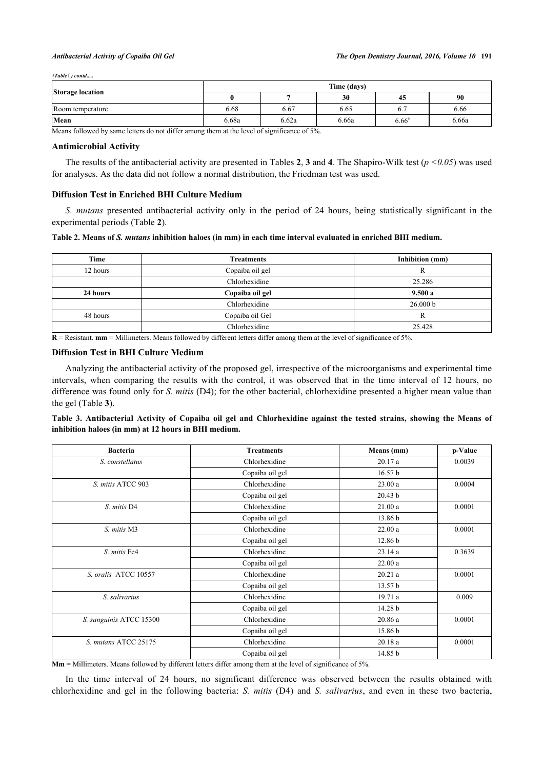(Table ) contd.....

| Storage location | Time (days) | | | | |
|---|---|---|---|---|---|
| | 0 | 7 | 30 | 45 | 90 |
| Room temperature | 6.68 | 6.67 | 6.65 | 6.7 | 6.66 |
| **Mean** | 6.68a | 6.62a | 6.66a | 6.66[a] | 6.66a |

Means followed by same letters do not differ among them at the level of significance of 5%.

### Antimicrobial Activity

The results of the antibacterial activity are presented in Tables **2**, **3** and **4**. The Shapiro-Wilk test ($p < 0.05$) was used for analyses. As the data did not follow a normal distribution, the Friedman test was used.

### Diffusion Test in Enriched BHI Culture Medium

*S. mutans* presented antibacterial activity only in the period of 24 hours, being statistically significant in the experimental periods (Table **2**).

**Table 2. Means of *S. mutans* inhibition haloes (in mm) in each time interval evaluated in enriched BHI medium.**

| Time | Treatments | Inhibition (mm) |
|---|---|---|
| 12 hours | Copaiba oil gel | R |
| | Chlorhexidine | 25.286 |
| **24 hours** | **Copaiba oil gel** | **9.500 a** |
| | Chlorhexidine | 26.000 b |
| 48 hours | Copaiba oil Gel | R |
| | Chlorhexidine | 25.428 |

**R** = Resistant. **mm** = Millimeters. Means followed by different letters differ among them at the level of significance of 5%.

### Diffusion Test in BHI Culture Medium

Analyzing the antibacterial activity of the proposed gel, irrespective of the microorganisms and experimental time intervals, when comparing the results with the control, it was observed that in the time interval of 12 hours, no difference was found only for *S. mitis* (D4); for the other bacterial, chlorhexidine presented a higher mean value than the gel (Table **3**).

**Table 3. Antibacterial Activity of Copaiba oil gel and Chlorhexidine against the tested strains, showing the Means of inhibition haloes (in mm) at 12 hours in BHI medium.**

| Bacteria | Treatments | Means (mm) | p-Value |
|---|---|---|---|
| *S. constellatus* | Chlorhexidine | 20.17 a | 0.0039 |
| | Copaiba oil gel | 16.57 b | |
| *S. mitis* ATCC 903 | Chlorhexidine | 23.00 a | 0.0004 |
| | Copaiba oil gel | 20.43 b | |
| *S. mitis* D4 | Chlorhexidine | 21.00 a | 0.0001 |
| | Copaiba oil gel | 13.86 b | |
| *S. mitis* M3 | Chlorhexidine | 22.00 a | 0.0001 |
| | Copaiba oil gel | 12.86 b | |
| *S. mitis* Fe4 | Chlorhexidine | 23.14 a | 0.3639 |
| | Copaiba oil gel | 22.00 a | |
| *S. oralis* ATCC 10557 | Chlorhexidine | 20.21 a | 0.0001 |
| | Copaiba oil gel | 13.57 b | |
| *S. salivarius* | Chlorhexidine | 19.71 a | 0.009 |
| | Copaiba oil gel | 14.28 b | |
| *S. sanguinis* ATCC 15300 | Chlorhexidine | 20.86 a | 0.0001 |
| | Copaiba oil gel | 15.86 b | |
| *S. mutans* ATCC 25175 | Chlorhexidine | 20.18 a | 0.0001 |
| | Copaiba oil gel | 14.85 b | |

**Mm** = Millimeters. Means followed by different letters differ among them at the level of significance of 5%.

In the time interval of 24 hours, no significant difference was observed between the results obtained with chlorhexidine and gel in the following bacteria: *S. mitis* (D4) and *S. salivarius*, and even in these two bacteria,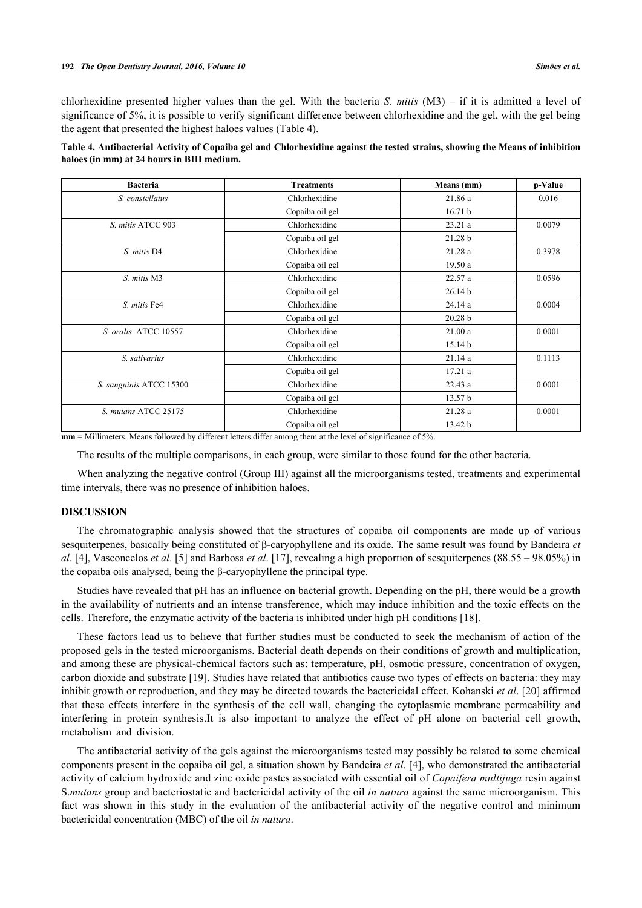chlorhexidine presented higher values than the gel. With the bacteria *S. mitis* (M3) – if it is admitted a level of significance of 5%, it is possible to verify significant difference between chlorhexidine and the gel, with the gel being the agent that presented the highest haloes values (Table **4**).

**Table 4. Antibacterial Activity of Copaiba gel and Chlorhexidine against the tested strains, showing the Means of inhibition haloes (in mm) at 24 hours in BHI medium.**

| Bacteria | Treatments | Means (mm) | p-Value |
|---|---|---|---|
| *S. constellatus* | Chlorhexidine | 21.86 a | 0.016 |
| | Copaiba oil gel | 16.71 b | |
| *S. mitis* ATCC 903 | Chlorhexidine | 23.21 a | 0.0079 |
| | Copaiba oil gel | 21.28 b | |
| *S. mitis* D4 | Chlorhexidine | 21.28 a | 0.3978 |
| | Copaiba oil gel | 19.50 a | |
| *S. mitis* M3 | Chlorhexidine | 22.57 a | 0.0596 |
| | Copaiba oil gel | 26.14 b | |
| *S. mitis* Fe4 | Chlorhexidine | 24.14 a | 0.0004 |
| | Copaiba oil gel | 20.28 b | |
| *S. oralis* ATCC 10557 | Chlorhexidine | 21.00 a | 0.0001 |
| | Copaiba oil gel | 15.14 b | |
| *S. salivarius* | Chlorhexidine | 21.14 a | 0.1113 |
| | Copaiba oil gel | 17.21 a | |
| *S. sanguinis* ATCC 15300 | Chlorhexidine | 22.43 a | 0.0001 |
| | Copaiba oil gel | 13.57 b | |
| *S. mutans* ATCC 25175 | Chlorhexidine | 21.28 a | 0.0001 |
| | Copaiba oil gel | 13.42 b | |

**mm** = Millimeters. Means followed by different letters differ among them at the level of significance of 5%.

The results of the multiple comparisons, in each group, were similar to those found for the other bacteria.

When analyzing the negative control (Group III) against all the microorganisms tested, treatments and experimental time intervals, there was no presence of inhibition haloes.

## DISCUSSION

The chromatographic analysis showed that the structures of copaiba oil components are made up of various sesquiterpenes, basically being constituted of β-caryophyllene and its oxide. The same result was found by Bandeira *et al*. [4], Vasconcelos *et al*. [5] and Barbosa *et al*. [17], revealing a high proportion of sesquiterpenes (88.55 – 98.05%) in the copaiba oils analysed, being the β-caryophyllene the principal type.

Studies have revealed that pH has an influence on bacterial growth. Depending on the pH, there would be a growth in the availability of nutrients and an intense transference, which may induce inhibition and the toxic effects on the cells. Therefore, the enzymatic activity of the bacteria is inhibited under high pH conditions [18].

These factors lead us to believe that further studies must be conducted to seek the mechanism of action of the proposed gels in the tested microorganisms. Bacterial death depends on their conditions of growth and multiplication, and among these are physical-chemical factors such as: temperature, pH, osmotic pressure, concentration of oxygen, carbon dioxide and substrate [19]. Studies have related that antibiotics cause two types of effects on bacteria: they may inhibit growth or reproduction, and they may be directed towards the bactericidal effect. Kohanski *et al*. [20] affirmed that these effects interfere in the synthesis of the cell wall, changing the cytoplasmic membrane permeability and interfering in protein synthesis.It is also important to analyze the effect of pH alone on bacterial cell growth, metabolism and division.

The antibacterial activity of the gels against the microorganisms tested may possibly be related to some chemical components present in the copaiba oil gel, a situation shown by Bandeira *et al*. [4], who demonstrated the antibacterial activity of calcium hydroxide and zinc oxide pastes associated with essential oil of *Copaifera multijuga* resin against S.*mutans* group and bacteriostatic and bactericidal activity of the oil *in natura* against the same microorganism. This fact was shown in this study in the evaluation of the antibacterial activity of the negative control and minimum bactericidal concentration (MBC) of the oil *in natura*.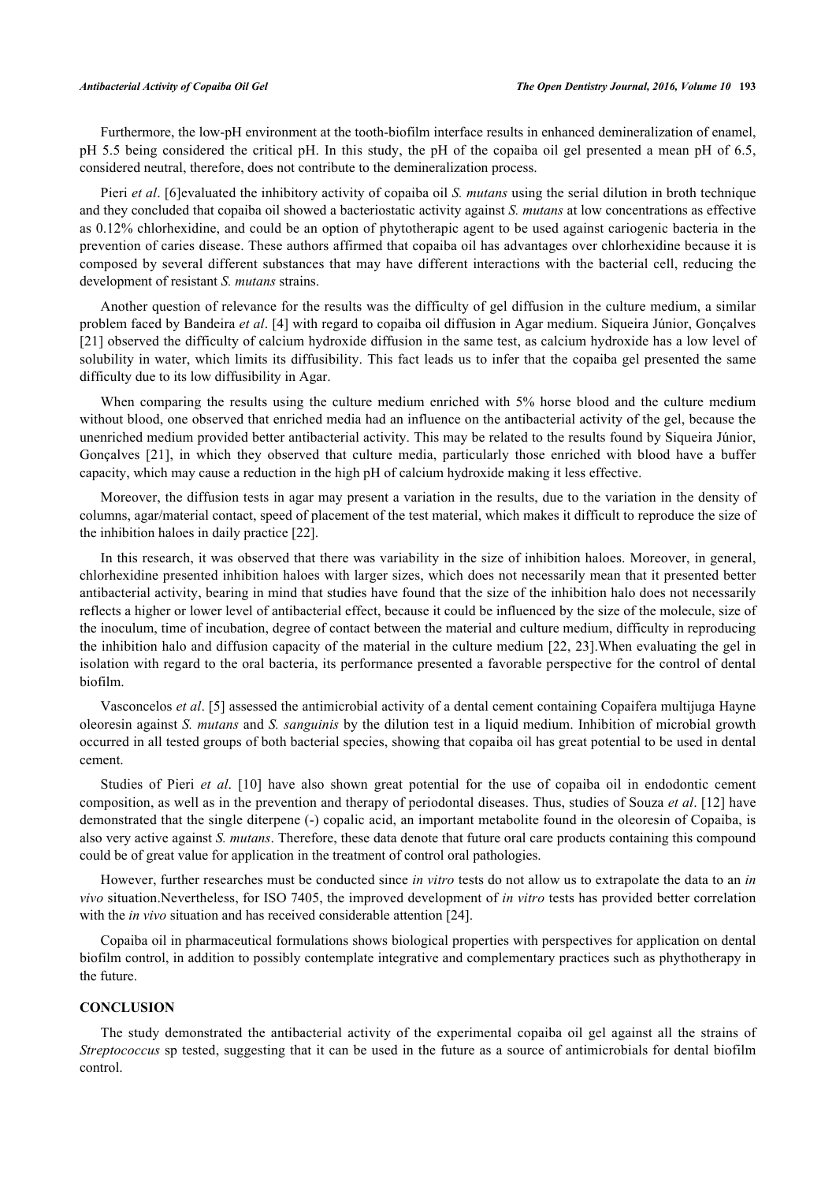Furthermore, the low-pH environment at the tooth-biofilm interface results in enhanced demineralization of enamel, pH 5.5 being considered the critical pH. In this study, the pH of the copaiba oil gel presented a mean pH of 6.5, considered neutral, therefore, does not contribute to the demineralization process.

Pieri *et al*. [6]evaluated the inhibitory activity of copaiba oil *S. mutans* using the serial dilution in broth technique and they concluded that copaiba oil showed a bacteriostatic activity against *S. mutans* at low concentrations as effective as 0.12% chlorhexidine, and could be an option of phytotherapic agent to be used against cariogenic bacteria in the prevention of caries disease. These authors affirmed that copaiba oil has advantages over chlorhexidine because it is composed by several different substances that may have different interactions with the bacterial cell, reducing the development of resistant *S. mutans* strains.

Another question of relevance for the results was the difficulty of gel diffusion in the culture medium, a similar problem faced by Bandeira *et al*. [4] with regard to copaiba oil diffusion in Agar medium. Siqueira Júnior, Gonçalves [21] observed the difficulty of calcium hydroxide diffusion in the same test, as calcium hydroxide has a low level of solubility in water, which limits its diffusibility. This fact leads us to infer that the copaiba gel presented the same difficulty due to its low diffusibility in Agar.

When comparing the results using the culture medium enriched with 5% horse blood and the culture medium without blood, one observed that enriched media had an influence on the antibacterial activity of the gel, because the unenriched medium provided better antibacterial activity. This may be related to the results found by Siqueira Júnior, Gonçalves [21], in which they observed that culture media, particularly those enriched with blood have a buffer capacity, which may cause a reduction in the high pH of calcium hydroxide making it less effective.

Moreover, the diffusion tests in agar may present a variation in the results, due to the variation in the density of columns, agar/material contact, speed of placement of the test material, which makes it difficult to reproduce the size of the inhibition haloes in daily practice [22].

In this research, it was observed that there was variability in the size of inhibition haloes. Moreover, in general, chlorhexidine presented inhibition haloes with larger sizes, which does not necessarily mean that it presented better antibacterial activity, bearing in mind that studies have found that the size of the inhibition halo does not necessarily reflects a higher or lower level of antibacterial effect, because it could be influenced by the size of the molecule, size of the inoculum, time of incubation, degree of contact between the material and culture medium, difficulty in reproducing the inhibition halo and diffusion capacity of the material in the culture medium [22, 23].When evaluating the gel in isolation with regard to the oral bacteria, its performance presented a favorable perspective for the control of dental biofilm.

Vasconcelos *et al*. [5] assessed the antimicrobial activity of a dental cement containing Copaifera multijuga Hayne oleoresin against *S. mutans* and *S. sanguinis* by the dilution test in a liquid medium. Inhibition of microbial growth occurred in all tested groups of both bacterial species, showing that copaiba oil has great potential to be used in dental cement.

Studies of Pieri *et al*. [10] have also shown great potential for the use of copaiba oil in endodontic cement composition, as well as in the prevention and therapy of periodontal diseases. Thus, studies of Souza *et al*. [12] have demonstrated that the single diterpene (-) copalic acid, an important metabolite found in the oleoresin of Copaiba, is also very active against *S. mutans*. Therefore, these data denote that future oral care products containing this compound could be of great value for application in the treatment of control oral pathologies.

However, further researches must be conducted since *in vitro* tests do not allow us to extrapolate the data to an *in vivo* situation.Nevertheless, for ISO 7405, the improved development of *in vitro* tests has provided better correlation with the *in vivo* situation and has received considerable attention [24].

Copaiba oil in pharmaceutical formulations shows biological properties with perspectives for application on dental biofilm control, in addition to possibly contemplate integrative and complementary practices such as phythotherapy in the future.

## CONCLUSION

The study demonstrated the antibacterial activity of the experimental copaiba oil gel against all the strains of *Streptococcus* sp tested, suggesting that it can be used in the future as a source of antimicrobials for dental biofilm control.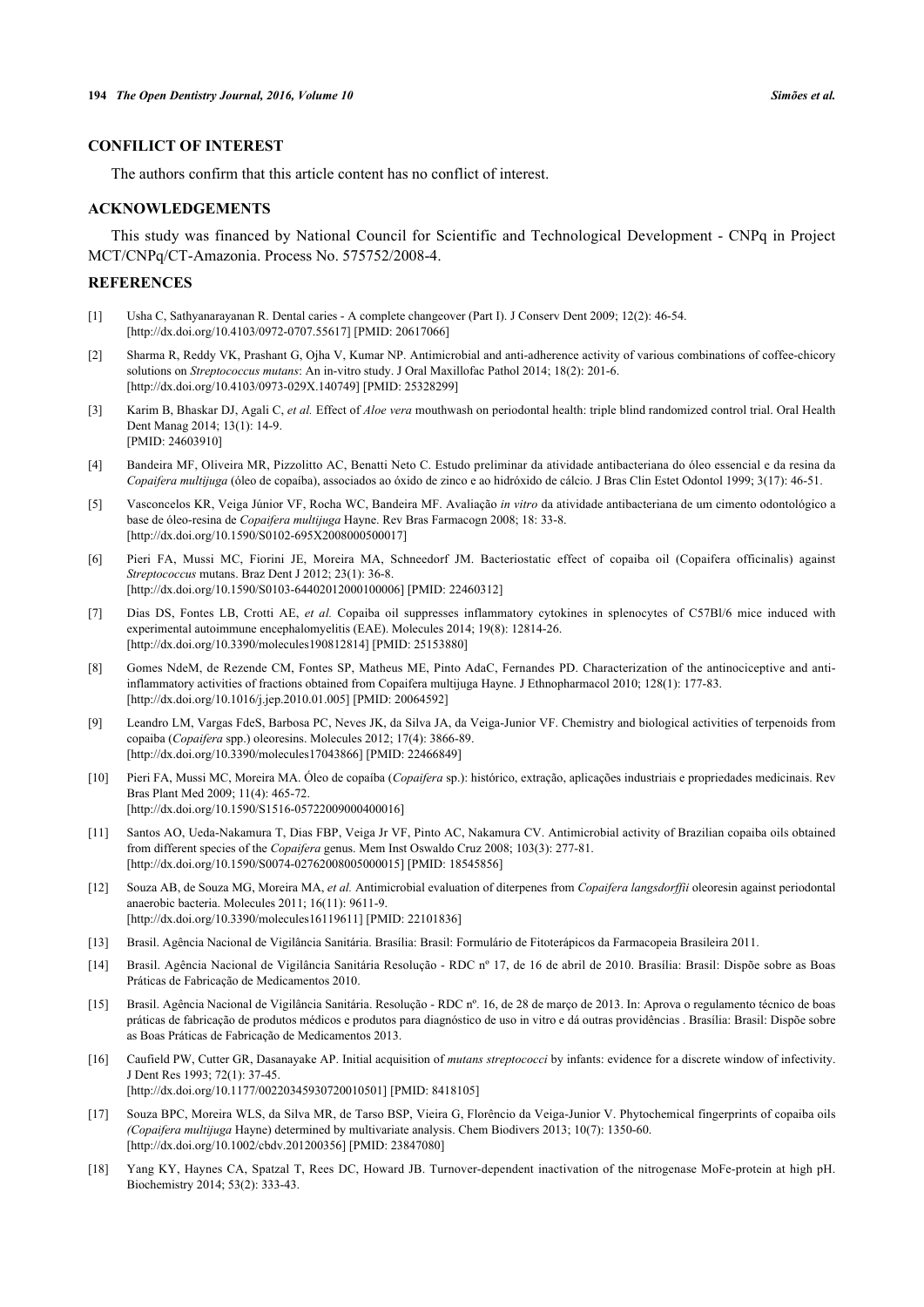## CONFILICT OF INTEREST

The authors confirm that this article content has no conflict of interest.

## ACKNOWLEDGEMENTS

This study was financed by National Council for Scientific and Technological Development - CNPq in Project MCT/CNPq/CT-Amazonia. Process No. 575752/2008-4.

## REFERENCES

[1] Usha C, Sathyanarayanan R. Dental caries - A complete changeover (Part I). J Conserv Dent 2009; 12(2): 46-54. [http://dx.doi.org/10.4103/0972-0707.55617] [PMID: 20617066]

[2] Sharma R, Reddy VK, Prashant G, Ojha V, Kumar NP. Antimicrobial and anti-adherence activity of various combinations of coffee-chicory solutions on *Streptococcus mutans*: An in-vitro study. J Oral Maxillofac Pathol 2014; 18(2): 201-6. [http://dx.doi.org/10.4103/0973-029X.140749] [PMID: 25328299]

[3] Karim B, Bhaskar DJ, Agali C, *et al.* Effect of *Aloe vera* mouthwash on periodontal health: triple blind randomized control trial. Oral Health Dent Manag 2014; 13(1): 14-9. [PMID: 24603910]

[4] Bandeira MF, Oliveira MR, Pizzolitto AC, Benatti Neto C. Estudo preliminar da atividade antibacteriana do óleo essencial e da resina da *Copaifera multijuga* (óleo de copaíba), associados ao óxido de zinco e ao hidróxido de cálcio. J Bras Clin Estet Odontol 1999; 3(17): 46-51.

[5] Vasconcelos KR, Veiga Júnior VF, Rocha WC, Bandeira MF. Avaliação *in vitro* da atividade antibacteriana de um cimento odontológico a base de óleo-resina de *Copaifera multijuga* Hayne. Rev Bras Farmacogn 2008; 18: 33-8. [http://dx.doi.org/10.1590/S0102-695X2008000500017]

[6] Pieri FA, Mussi MC, Fiorini JE, Moreira MA, Schneedorf JM. Bacteriostatic effect of copaiba oil (Copaifera officinalis) against *Streptococcus* mutans. Braz Dent J 2012; 23(1): 36-8. [http://dx.doi.org/10.1590/S0103-64402012000100006] [PMID: 22460312]

[7] Dias DS, Fontes LB, Crotti AE, *et al.* Copaiba oil suppresses inflammatory cytokines in splenocytes of C57Bl/6 mice induced with experimental autoimmune encephalomyelitis (EAE). Molecules 2014; 19(8): 12814-26. [http://dx.doi.org/10.3390/molecules190812814] [PMID: 25153880]

[8] Gomes NdeM, de Rezende CM, Fontes SP, Matheus ME, Pinto AdaC, Fernandes PD. Characterization of the antinociceptive and anti-inflammatory activities of fractions obtained from Copaifera multijuga Hayne. J Ethnopharmacol 2010; 128(1): 177-83. [http://dx.doi.org/10.1016/j.jep.2010.01.005] [PMID: 20064592]

[9] Leandro LM, Vargas FdeS, Barbosa PC, Neves JK, da Silva JA, da Veiga-Junior VF. Chemistry and biological activities of terpenoids from copaiba (*Copaifera* spp.) oleoresins. Molecules 2012; 17(4): 3866-89. [http://dx.doi.org/10.3390/molecules17043866] [PMID: 22466849]

[10] Pieri FA, Mussi MC, Moreira MA. Óleo de copaíba (*Copaifera* sp.): histórico, extração, aplicações industriais e propriedades medicinais. Rev Bras Plant Med 2009; 11(4): 465-72. [http://dx.doi.org/10.1590/S1516-05722009000400016]

[11] Santos AO, Ueda-Nakamura T, Dias FBP, Veiga Jr VF, Pinto AC, Nakamura CV. Antimicrobial activity of Brazilian copaiba oils obtained from different species of the *Copaifera* genus. Mem Inst Oswaldo Cruz 2008; 103(3): 277-81. [http://dx.doi.org/10.1590/S0074-02762008005000015] [PMID: 18545856]

[12] Souza AB, de Souza MG, Moreira MA, *et al.* Antimicrobial evaluation of diterpenes from *Copaifera langsdorffii* oleoresin against periodontal anaerobic bacteria. Molecules 2011; 16(11): 9611-9. [http://dx.doi.org/10.3390/molecules16119611] [PMID: 22101836]

[13] Brasil. Agência Nacional de Vigilância Sanitária. Brasília: Brasil: Formulário de Fitoterápicos da Farmacopeia Brasileira 2011.

[14] Brasil. Agência Nacional de Vigilância Sanitária Resolução - RDC nº 17, de 16 de abril de 2010. Brasília: Brasil: Dispõe sobre as Boas Práticas de Fabricação de Medicamentos 2010.

[15] Brasil. Agência Nacional de Vigilância Sanitária. Resolução - RDC nº. 16, de 28 de março de 2013. In: Aprova o regulamento técnico de boas práticas de fabricação de produtos médicos e produtos para diagnóstico de uso in vitro e dá outras providências . Brasília: Brasil: Dispõe sobre as Boas Práticas de Fabricação de Medicamentos 2013.

[16] Caufield PW, Cutter GR, Dasanayake AP. Initial acquisition of *mutans streptococci* by infants: evidence for a discrete window of infectivity. J Dent Res 1993; 72(1): 37-45. [http://dx.doi.org/10.1177/00220345930720010501] [PMID: 8418105]

[17] Souza BPC, Moreira WLS, da Silva MR, de Tarso BSP, Vieira G, Florêncio da Veiga-Junior V. Phytochemical fingerprints of copaiba oils *(Copaifera multijuga* Hayne) determined by multivariate analysis. Chem Biodivers 2013; 10(7): 1350-60. [http://dx.doi.org/10.1002/cbdv.201200356] [PMID: 23847080]

[18] Yang KY, Haynes CA, Spatzal T, Rees DC, Howard JB. Turnover-dependent inactivation of the nitrogenase MoFe-protein at high pH. Biochemistry 2014; 53(2): 333-43.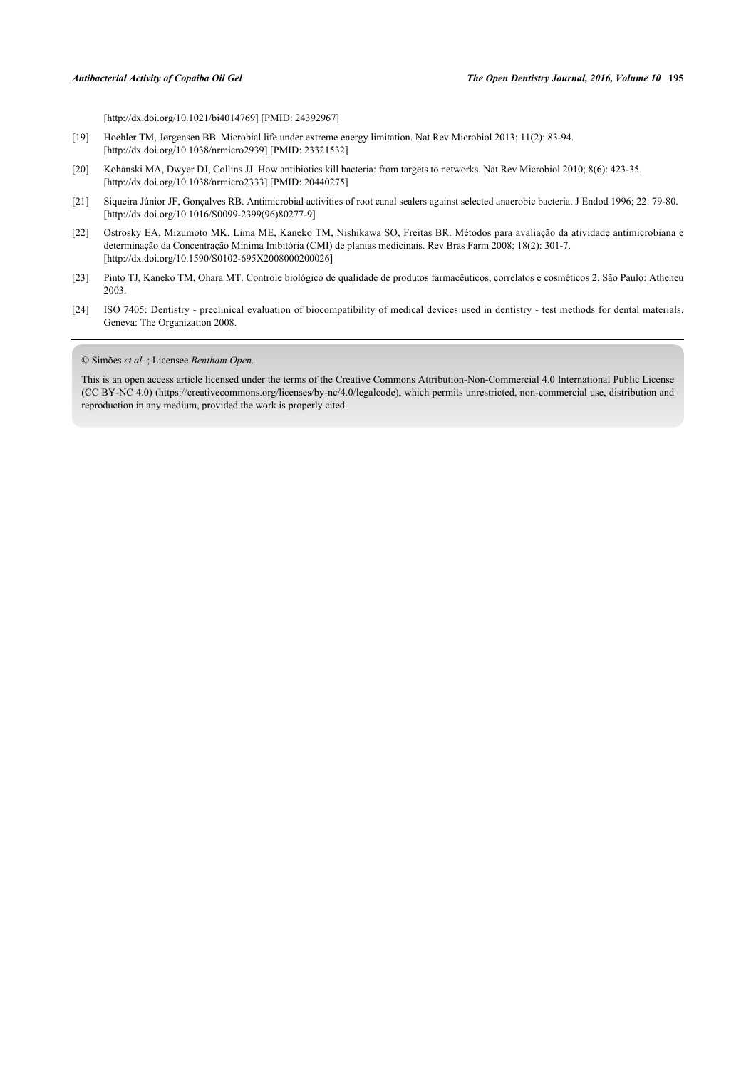[http://dx.doi.org/10.1021/bi4014769] [PMID: 24392967]

[19] Hoehler TM, Jørgensen BB. Microbial life under extreme energy limitation. Nat Rev Microbiol 2013; 11(2): 83-94. [http://dx.doi.org/10.1038/nrmicro2939] [PMID: 23321532]

[20] Kohanski MA, Dwyer DJ, Collins JJ. How antibiotics kill bacteria: from targets to networks. Nat Rev Microbiol 2010; 8(6): 423-35. [http://dx.doi.org/10.1038/nrmicro2333] [PMID: 20440275]

[21] Siqueira Júnior JF, Gonçalves RB. Antimicrobial activities of root canal sealers against selected anaerobic bacteria. J Endod 1996; 22: 79-80. [http://dx.doi.org/10.1016/S0099-2399(96)80277-9]

[22] Ostrosky EA, Mizumoto MK, Lima ME, Kaneko TM, Nishikawa SO, Freitas BR. Métodos para avaliação da atividade antimicrobiana e determinação da Concentração Mínima Inibitória (CMI) de plantas medicinais. Rev Bras Farm 2008; 18(2): 301-7. [http://dx.doi.org/10.1590/S0102-695X2008000200026]

[23] Pinto TJ, Kaneko TM, Ohara MT. Controle biológico de qualidade de produtos farmacêuticos, correlatos e cosméticos 2. São Paulo: Atheneu 2003.

[24] ISO 7405: Dentistry - preclinical evaluation of biocompatibility of medical devices used in dentistry - test methods for dental materials. Geneva: The Organization 2008.

© Simões *et al.* ; Licensee *Bentham Open.*

This is an open access article licensed under the terms of the Creative Commons Attribution-Non-Commercial 4.0 International Public License (CC BY-NC 4.0) (https://creativecommons.org/licenses/by-nc/4.0/legalcode), which permits unrestricted, non-commercial use, distribution and reproduction in any medium, provided the work is properly cited.